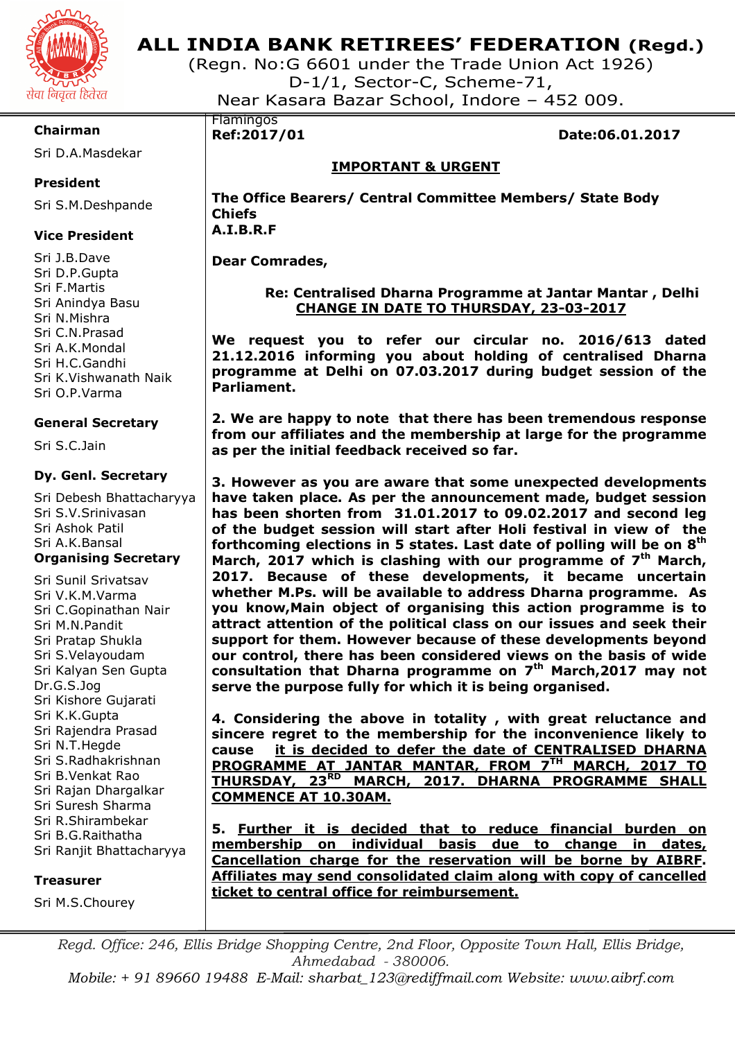# ALL INDIA BANK RETIREES' FEDERATION (Regd.)

(Regn. No:G 6601 under the Trade Union Act 1926)
D-1/1, Sector-C, Scheme-71,
Near Kasara Bazar School, Indore – 452 009.

सेवा निवृत्त हितरत

**Chairman**
Sri D.A.Masdekar

**President**
Sri S.M.Deshpande

**Vice President**
Sri J.B.Dave
Sri D.P.Gupta
Sri F.Martis
Sri Anindya Basu
Sri N.Mishra
Sri C.N.Prasad
Sri A.K.Mondal
Sri H.C.Gandhi
Sri K.Vishwanath Naik
Sri O.P.Varma

**General Secretary**
Sri S.C.Jain

**Dy. Genl. Secretary**
Sri Debesh Bhattacharyya
Sri S.V.Srinivasan
Sri Ashok Patil
Sri A.K.Bansal

**Organising Secretary**
Sri Sunil Srivatsav
Sri V.K.M.Varma
Sri C.Gopinathan Nair
Sri M.N.Pandit
Sri Pratap Shukla
Sri S.Velayoudam
Sri Kalyan Sen Gupta
Dr.G.S.Jog
Sri Kishore Gujarati
Sri K.K.Gupta
Sri Rajendra Prasad
Sri N.T.Hegde
Sri S.Radhakrishnan
Sri B.Venkat Rao
Sri Rajan Dhargalkar
Sri Suresh Sharma
Sri R.Shirambekar
Sri B.G.Raithatha
Sri Ranjit Bhattacharyya

**Treasurer**
Sri M.S.Chourey

---

Flamingos

**Ref:2017/01** **Date:06.01.2017**

**<u>IMPORTANT & URGENT</u>**

**The Office Bearers/ Central Committee Members/ State Body Chiefs**
**A.I.B.R.F**

**Dear Comrades,**

**Re: Centralised Dharna Programme at Jantar Mantar , Delhi**
**<u>CHANGE IN DATE TO THURSDAY, 23-03-2017</u>**

**We request you to refer our circular no. 2016/613 dated 21.12.2016 informing you about holding of centralised Dharna programme at Delhi on 07.03.2017 during budget session of the Parliament.**

**2. We are happy to note that there has been tremendous response from our affiliates and the membership at large for the programme as per the initial feedback received so far.**

**3. However as you are aware that some unexpected developments have taken place. As per the announcement made, budget session has been shorten from 31.01.2017 to 09.02.2017 and second leg of the budget session will start after Holi festival in view of the forthcoming elections in 5 states. Last date of polling will be on 8th March, 2017 which is clashing with our programme of 7th March, 2017. Because of these developments, it became uncertain whether M.Ps. will be available to address Dharna programme. As you know,Main object of organising this action programme is to attract attention of the political class on our issues and seek their support for them. However because of these developments beyond our control, there has been considered views on the basis of wide consultation that Dharna programme on 7th March,2017 may not serve the purpose fully for which it is being organised.**

**4. Considering the above in totality , with great reluctance and sincere regret to the membership for the inconvenience likely to cause <u>it is decided to defer the date of CENTRALISED DHARNA PROGRAMME AT JANTAR MANTAR, FROM 7TH MARCH, 2017 TO THURSDAY, 23RD MARCH, 2017. DHARNA PROGRAMME SHALL COMMENCE AT 10.30AM.</u>**

**5. <u>Further it is decided that to reduce financial burden on membership on individual basis due to change in dates, Cancellation charge for the reservation will be borne by AIBRF. Affiliates may send consolidated claim along with copy of cancelled ticket to central office for reimbursement.</u>**

---

*Regd. Office: 246, Ellis Bridge Shopping Centre, 2nd Floor, Opposite Town Hall, Ellis Bridge, Ahmedabad - 380006.*
*Mobile: + 91 89660 19488 E-Mail: sharbat_123@rediffmail.com Website: www.aibrf.com*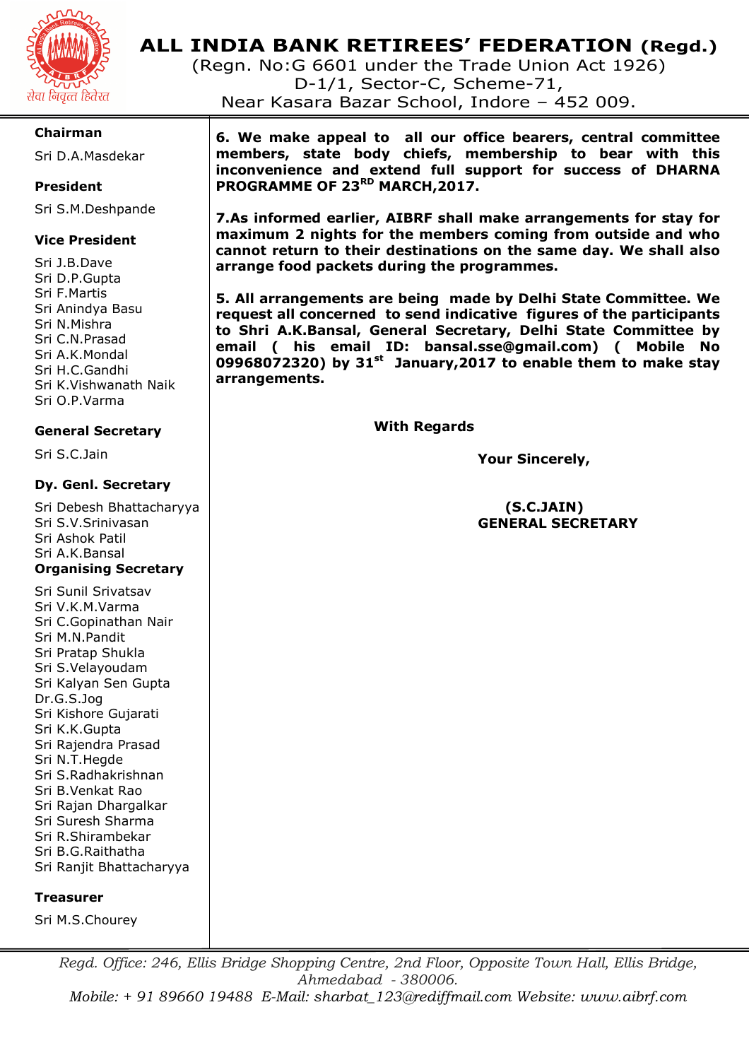# ALL INDIA BANK RETIREES' FEDERATION (Regd.)

(Regn. No:G 6601 under the Trade Union Act 1926)
D-1/1, Sector-C, Scheme-71,
Near Kasara Bazar School, Indore – 452 009.

**Chairman**

Sri D.A.Masdekar

**President**

Sri S.M.Deshpande

**Vice President**

Sri J.B.Dave
Sri D.P.Gupta
Sri F.Martis
Sri Anindya Basu
Sri N.Mishra
Sri C.N.Prasad
Sri A.K.Mondal
Sri H.C.Gandhi
Sri K.Vishwanath Naik
Sri O.P.Varma

**General Secretary**

Sri S.C.Jain

**Dy. Genl. Secretary**

Sri Debesh Bhattacharyya
Sri S.V.Srinivasan
Sri Ashok Patil
Sri A.K.Bansal

**Organising Secretary**

Sri Sunil Srivatsav
Sri V.K.M.Varma
Sri C.Gopinathan Nair
Sri M.N.Pandit
Sri Pratap Shukla
Sri S.Velayoudam
Sri Kalyan Sen Gupta
Dr.G.S.Jog
Sri Kishore Gujarati
Sri K.K.Gupta
Sri Rajendra Prasad
Sri N.T.Hegde
Sri S.Radhakrishnan
Sri B.Venkat Rao
Sri Rajan Dhargalkar
Sri Suresh Sharma
Sri R.Shirambekar
Sri B.G.Raithatha
Sri Ranjit Bhattacharyya

**Treasurer**

Sri M.S.Chourey

**6. We make appeal to all our office bearers, central committee members, state body chiefs, membership to bear with this inconvenience and extend full support for success of DHARNA PROGRAMME OF 23RD MARCH,2017.**

**7.As informed earlier, AIBRF shall make arrangements for stay for maximum 2 nights for the members coming from outside and who cannot return to their destinations on the same day. We shall also arrange food packets during the programmes.**

**5. All arrangements are being made by Delhi State Committee. We request all concerned to send indicative figures of the participants to Shri A.K.Bansal, General Secretary, Delhi State Committee by email ( his email ID: bansal.sse@gmail.com) ( Mobile No 09968072320) by 31st January,2017 to enable them to make stay arrangements.**

**With Regards**

**Your Sincerely,**

**(S.C.JAIN)**
**GENERAL SECRETARY**

*Regd. Office: 246, Ellis Bridge Shopping Centre, 2nd Floor, Opposite Town Hall, Ellis Bridge, Ahmedabad - 380006.*
*Mobile: + 91 89660 19488 E-Mail: sharbat_123@rediffmail.com Website: www.aibrf.com*